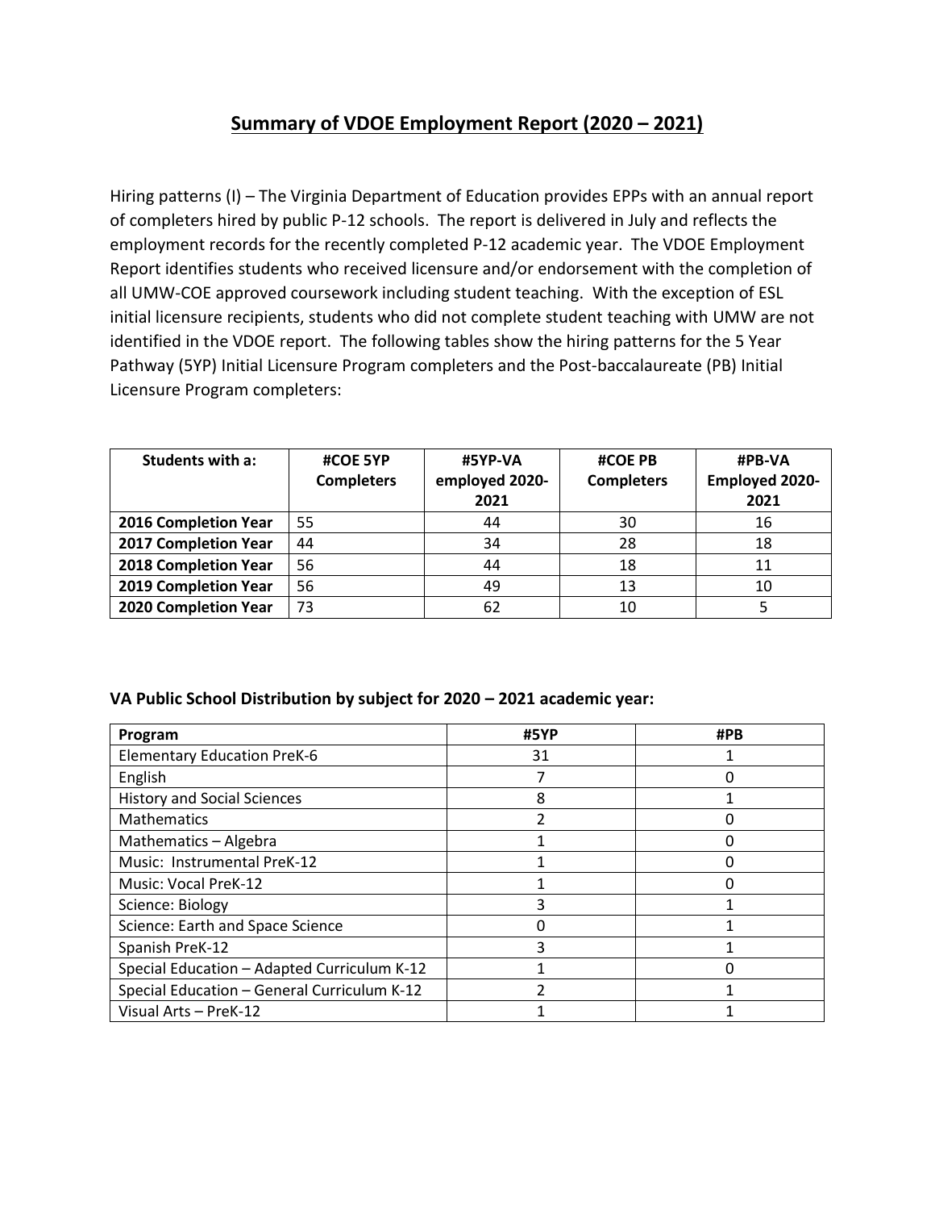# Summary of VDOE Employment Report (2020 – 2021)

Hiring patterns (I) – The Virginia Department of Education provides EPPs with an annual report of completers hired by public P-12 schools. The report is delivered in July and reflects the employment records for the recently completed P-12 academic year. The VDOE Employment Report identifies students who received licensure and/or endorsement with the completion of all UMW-COE approved coursework including student teaching. With the exception of ESL initial licensure recipients, students who did not complete student teaching with UMW are not identified in the VDOE report. The following tables show the hiring patterns for the 5 Year Pathway (5YP) Initial Licensure Program completers and the Post-baccalaureate (PB) Initial Licensure Program completers:

| Students with a: | #COE 5YP Completers | #5YP-VA employed 2020-2021 | #COE PB Completers | #PB-VA Employed 2020-2021 |
|---|---|---|---|---|
| **2016 Completion Year** | 55 | 44 | 30 | 16 |
| **2017 Completion Year** | 44 | 34 | 28 | 18 |
| **2018 Completion Year** | 56 | 44 | 18 | 11 |
| **2019 Completion Year** | 56 | 49 | 13 | 10 |
| **2020 Completion Year** | 73 | 62 | 10 | 5 |

**VA Public School Distribution by subject for 2020 – 2021 academic year:**

| Program | #5YP | #PB |
|---|---|---|
| Elementary Education PreK-6 | 31 | 1 |
| English | 7 | 0 |
| History and Social Sciences | 8 | 1 |
| Mathematics | 2 | 0 |
| Mathematics – Algebra | 1 | 0 |
| Music: Instrumental PreK-12 | 1 | 0 |
| Music: Vocal PreK-12 | 1 | 0 |
| Science: Biology | 3 | 1 |
| Science: Earth and Space Science | 0 | 1 |
| Spanish PreK-12 | 3 | 1 |
| Special Education – Adapted Curriculum K-12 | 1 | 0 |
| Special Education – General Curriculum K-12 | 2 | 1 |
| Visual Arts – PreK-12 | 1 | 1 |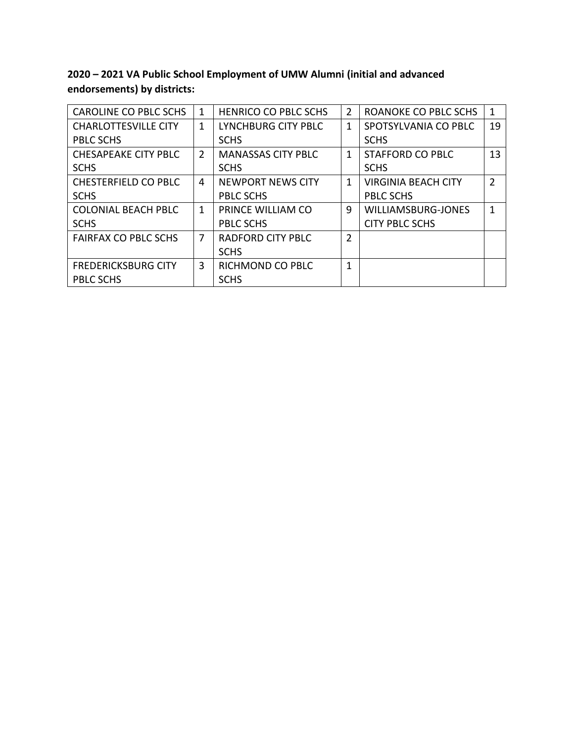**2020 – 2021 VA Public School Employment of UMW Alumni (initial and advanced endorsements) by districts:**

| | | | | | |
|---|---|---|---|---|---|
| CAROLINE CO PBLC SCHS | 1 | HENRICO CO PBLC SCHS | 2 | ROANOKE CO PBLC SCHS | 1 |
| CHARLOTTESVILLE CITY PBLC SCHS | 1 | LYNCHBURG CITY PBLC SCHS | 1 | SPOTSYLVANIA CO PBLC SCHS | 19 |
| CHESAPEAKE CITY PBLC SCHS | 2 | MANASSAS CITY PBLC SCHS | 1 | STAFFORD CO PBLC SCHS | 13 |
| CHESTERFIELD CO PBLC SCHS | 4 | NEWPORT NEWS CITY PBLC SCHS | 1 | VIRGINIA BEACH CITY PBLC SCHS | 2 |
| COLONIAL BEACH PBLC SCHS | 1 | PRINCE WILLIAM CO PBLC SCHS | 9 | WILLIAMSBURG-JONES CITY PBLC SCHS | 1 |
| FAIRFAX CO PBLC SCHS | 7 | RADFORD CITY PBLC SCHS | 2 | | |
| FREDERICKSBURG CITY PBLC SCHS | 3 | RICHMOND CO PBLC SCHS | 1 | | |